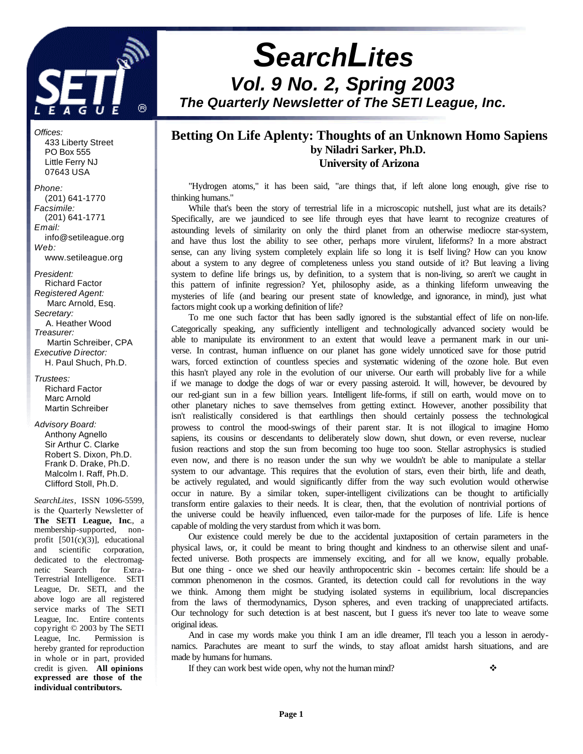# SearchLites

## Vol. 9 No. 2, Spring 2003

### The Quarterly Newsletter of The SETI League, Inc.

*Offices:*
433 Liberty Street
PO Box 555
Little Ferry NJ
07643 USA

*Phone:*
(201) 641-1770
*Facsimile:*
(201) 641-1771
*Email:*
info@setileague.org
*Web:*
www.setileague.org

*President:*
Richard Factor
*Registered Agent:*
Marc Arnold, Esq.
*Secretary:*
A. Heather Wood
*Treasurer:*
Martin Schreiber, CPA
*Executive Director:*
H. Paul Shuch, Ph.D.

*Trustees:*
Richard Factor
Marc Arnold
Martin Schreiber

*Advisory Board:*
Anthony Agnello
Sir Arthur C. Clarke
Robert S. Dixon, Ph.D.
Frank D. Drake, Ph.D.
Malcolm I. Raff, Ph.D.
Clifford Stoll, Ph.D.

*SearchLites*, ISSN 1096-5599, is the Quarterly Newsletter of **The SETI League, Inc.**, a membership-supported, non-profit [501(c)(3)], educational and scientific corporation, dedicated to the electromagnetic Search for Extra-Terrestrial Intelligence. SETI League, Dr. SETI, and the above logo are all registered service marks of The SETI League, Inc. Entire contents copyright © 2003 by The SETI League, Inc. Permission is hereby granted for reproduction in whole or in part, provided credit is given. **All opinions expressed are those of the individual contributors.**

## Betting On Life Aplenty: Thoughts of an Unknown Homo Sapiens

**by Niladri Sarker, Ph.D.**
**University of Arizona**

"Hydrogen atoms," it has been said, "are things that, if left alone long enough, give rise to thinking humans."

While that's been the story of terrestrial life in a microscopic nutshell, just what are its details? Specifically, are we jaundiced to see life through eyes that have learnt to recognize creatures of astounding levels of similarity on only the third planet from an otherwise mediocre star-system, and have thus lost the ability to see other, perhaps more virulent, lifeforms? In a more abstract sense, can any living system completely explain life so long it is itself living? How can you know about a system to any degree of completeness unless you stand outside of it? But leaving a living system to define life brings us, by definition, to a system that is non-living, so aren't we caught in this pattern of infinite regression? Yet, philosophy aside, as a thinking lifeform unweaving the mysteries of life (and bearing our present state of knowledge, and ignorance, in mind), just what factors might cook up a working definition of life?

To me one such factor that has been sadly ignored is the substantial effect of life on non-life. Categorically speaking, any sufficiently intelligent and technologically advanced society would be able to manipulate its environment to an extent that would leave a permanent mark in our universe. In contrast, human influence on our planet has gone widely unnoticed save for those putrid wars, forced extinction of countless species and systematic widening of the ozone hole. But even this hasn't played any role in the evolution of our universe. Our earth will probably live for a while if we manage to dodge the dogs of war or every passing asteroid. It will, however, be devoured by our red-giant sun in a few billion years. Intelligent life-forms, if still on earth, would move on to other planetary niches to save themselves from getting extinct. However, another possibility that isn't realistically considered is that earthlings then should certainly possess the technological prowess to control the mood-swings of their parent star. It is not illogical to imagine Homo sapiens, its cousins or descendants to deliberately slow down, shut down, or even reverse, nuclear fusion reactions and stop the sun from becoming too huge too soon. Stellar astrophysics is studied even now, and there is no reason under the sun why we wouldn't be able to manipulate a stellar system to our advantage. This requires that the evolution of stars, even their birth, life and death, be actively regulated, and would significantly differ from the way such evolution would otherwise occur in nature. By a similar token, super-intelligent civilizations can be thought to artificially transform entire galaxies to their needs. It is clear, then, that the evolution of nontrivial portions of the universe could be heavily influenced, even tailor-made for the purposes of life. Life is hence capable of molding the very stardust from which it was born.

Our existence could merely be due to the accidental juxtaposition of certain parameters in the physical laws, or, it could be meant to bring thought and kindness to an otherwise silent and unaffected universe. Both prospects are immensely exciting, and for all we know, equally probable. But one thing - once we shed our heavily anthropocentric skin - becomes certain: life should be a common phenomenon in the cosmos. Granted, its detection could call for revolutions in the way we think. Among them might be studying isolated systems in equilibrium, local discrepancies from the laws of thermodynamics, Dyson spheres, and even tracking of unappreciated artifacts. Our technology for such detection is at best nascent, but I guess it's never too late to weave some original ideas.

And in case my words make you think I am an idle dreamer, I'll teach you a lesson in aerodynamics. Parachutes are meant to surf the winds, to stay afloat amidst harsh situations, and are made by humans for humans.

If they can work best wide open, why not the human mind? ❖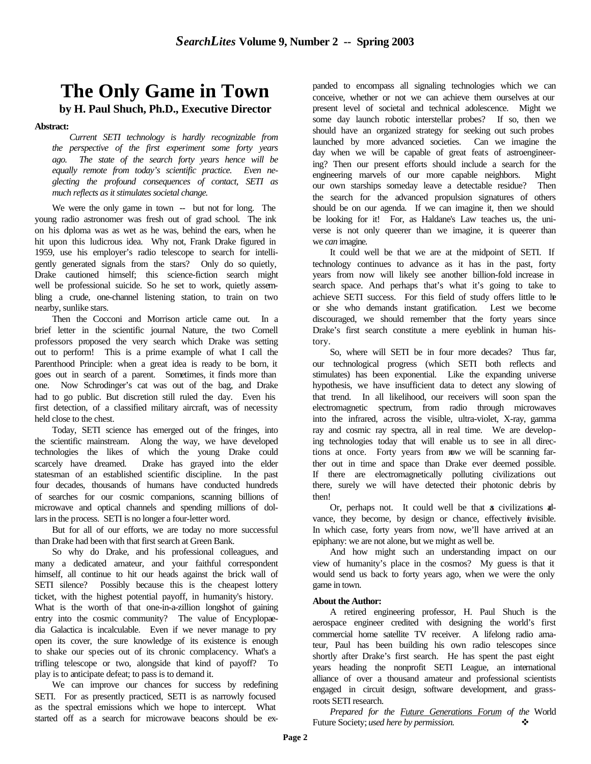# The Only Game in Town

**by H. Paul Shuch, Ph.D., Executive Director**

**Abstract:**

*Current SETI technology is hardly recognizable from the perspective of the first experiment some forty years ago. The state of the search forty years hence will be equally remote from today's scientific practice. Even neglecting the profound consequences of contact, SETI as much reflects as it stimulates societal change.*

We were the only game in town -- but not for long. The young radio astronomer was fresh out of grad school. The ink on his diploma was as wet as he was, behind the ears, when he hit upon this ludicrous idea. Why not, Frank Drake figured in 1959, use his employer's radio telescope to search for intelligently generated signals from the stars? Only do so quietly, Drake cautioned himself; this science-fiction search might well be professional suicide. So he set to work, quietly assembling a crude, one-channel listening station, to train on two nearby, sunlike stars.

Then the Cocconi and Morrison article came out. In a brief letter in the scientific journal Nature, the two Cornell professors proposed the very search which Drake was setting out to perform! This is a prime example of what I call the Parenthood Principle: when a great idea is ready to be born, it goes out in search of a parent. Sometimes, it finds more than one. Now Schrodinger's cat was out of the bag, and Drake had to go public. But discretion still ruled the day. Even his first detection, of a classified military aircraft, was of necessity held close to the chest.

Today, SETI science has emerged out of the fringes, into the scientific mainstream. Along the way, we have developed technologies the likes of which the young Drake could scarcely have dreamed. Drake has grayed into the elder statesman of an established scientific discipline. In the past four decades, thousands of humans have conducted hundreds of searches for our cosmic companions, scanning billions of microwave and optical channels and spending millions of dollars in the process. SETI is no longer a four-letter word.

But for all of our efforts, we are today no more successful than Drake had been with that first search at Green Bank.

So why do Drake, and his professional colleagues, and many a dedicated amateur, and your faithful correspondent himself, all continue to hit our heads against the brick wall of SETI silence? Possibly because this is the cheapest lottery ticket, with the highest potential payoff, in humanity's history. What is the worth of that one-in-a-zillion longshot of gaining entry into the cosmic community? The value of Encyclopaedia Galactica is incalculable. Even if we never manage to pry open its cover, the sure knowledge of its existence is enough to shake our species out of its chronic complacency. What's a trifling telescope or two, alongside that kind of payoff? To play is to anticipate defeat; to pass is to demand it.

We can improve our chances for success by redefining SETI. For as presently practiced, SETI is as narrowly focused as the spectral emissions which we hope to intercept. What started off as a search for microwave beacons should be expanded to encompass all signaling technologies which we can conceive, whether or not we can achieve them ourselves at our present level of societal and technical adolescence. Might we some day launch robotic interstellar probes? If so, then we should have an organized strategy for seeking out such probes launched by more advanced societies. Can we imagine the day when we will be capable of great feats of astroengineering? Then our present efforts should include a search for the engineering marvels of our more capable neighbors. Might our own starships someday leave a detectable residue? Then the search for the advanced propulsion signatures of others should be on our agenda. If we can imagine it, then we should be looking for it! For, as Haldane's Law teaches us, the universe is not only queerer than we imagine, it is queerer than we *can* imagine.

It could well be that we are at the midpoint of SETI. If technology continues to advance as it has in the past, forty years from now will likely see another billion-fold increase in search space. And perhaps that's what it's going to take to achieve SETI success. For this field of study offers little to he or she who demands instant gratification. Lest we become discouraged, we should remember that the forty years since Drake's first search constitute a mere eyeblink in human history.

So, where will SETI be in four more decades? Thus far, our technological progress (which SETI both reflects and stimulates) has been exponential. Like the expanding universe hypothesis, we have insufficient data to detect any slowing of that trend. In all likelihood, our receivers will soon span the electromagnetic spectrum, from radio through microwaves into the infrared, across the visible, ultra-violet, X-ray, gamma ray and cosmic ray spectra, all in real time. We are developing technologies today that will enable us to see in all directions at once. Forty years from now we will be scanning farther out in time and space than Drake ever deemed possible. If there are electromagnetically polluting civilizations out there, surely we will have detected their photonic debris by then!

Or, perhaps not. It could well be that as civilizations advance, they become, by design or chance, effectively invisible. In which case, forty years from now, we'll have arrived at an epiphany: we are not alone, but we might as well be.

And how might such an understanding impact on our view of humanity's place in the cosmos? My guess is that it would send us back to forty years ago, when we were the only game in town.

**About the Author:**

A retired engineering professor, H. Paul Shuch is the aerospace engineer credited with designing the world's first commercial home satellite TV receiver. A lifelong radio amateur, Paul has been building his own radio telescopes since shortly after Drake's first search. He has spent the past eight years heading the nonprofit SETI League, an international alliance of over a thousand amateur and professional scientists engaged in circuit design, software development, and grassroots SETI research.

*Prepared for the Future Generations Forum of the* World Future Society; *used here by permission.* ❖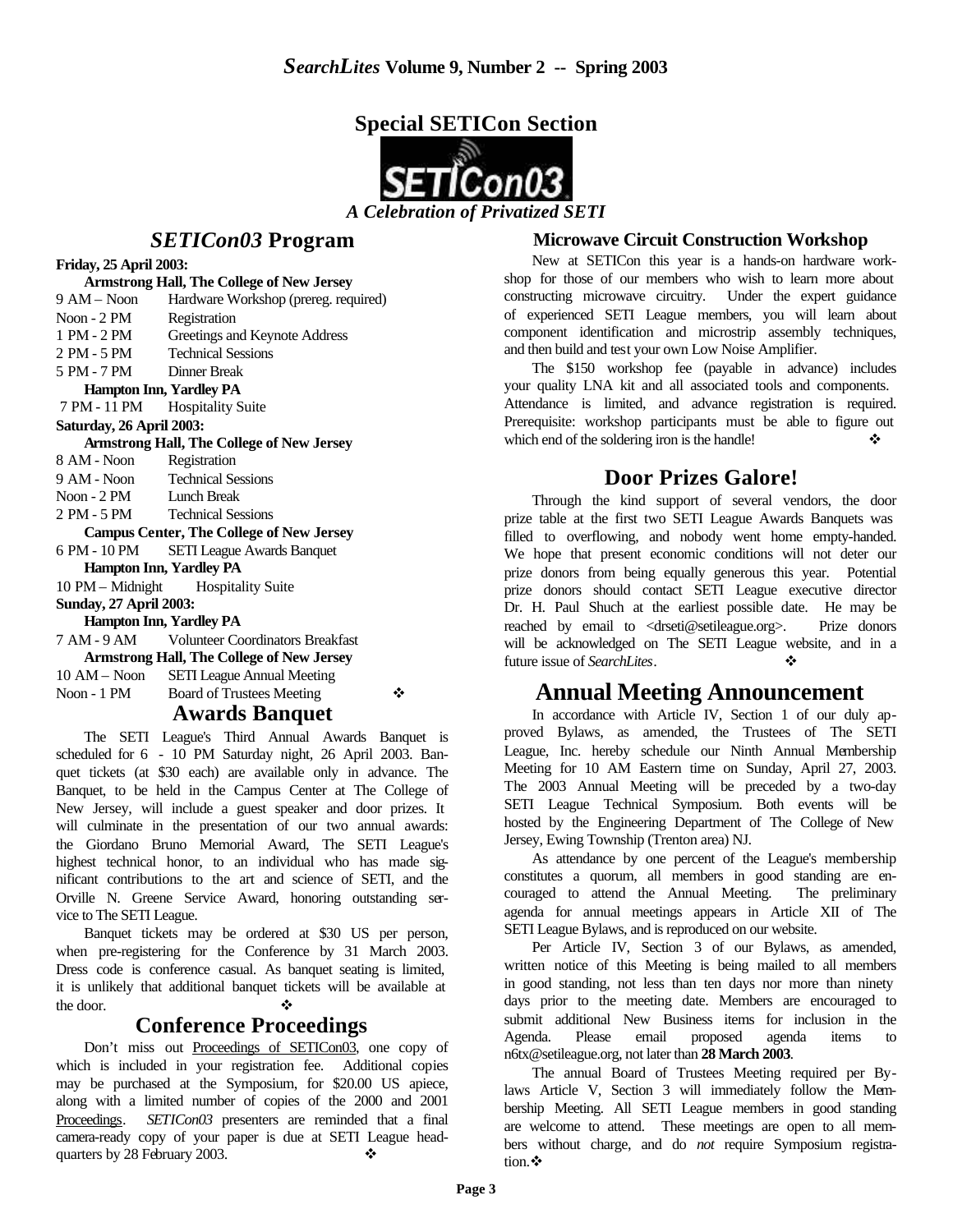## Special SETICon Section

*A Celebration of Privatized SETI*

## *SETICon03* Program

**Friday, 25 April 2003:**

**Armstrong Hall, The College of New Jersey**

| | |
|---|---|
| 9 AM – Noon | Hardware Workshop (prereg. required) |
| Noon - 2 PM | Registration |
| 1 PM - 2 PM | Greetings and Keynote Address |
| 2 PM - 5 PM | Technical Sessions |
| 5 PM - 7 PM | Dinner Break |

**Hampton Inn, Yardley PA**

| | |
|---|---|
| 7 PM - 11 PM | Hospitality Suite |

**Saturday, 26 April 2003:**

**Armstrong Hall, The College of New Jersey**

| | |
|---|---|
| 8 AM - Noon | Registration |
| 9 AM - Noon | Technical Sessions |
| Noon - 2 PM | Lunch Break |
| 2 PM - 5 PM | Technical Sessions |

**Campus Center, The College of New Jersey**

| | |
|---|---|
| 6 PM - 10 PM | SETI League Awards Banquet |

**Hampton Inn, Yardley PA**

| | |
|---|---|
| 10 PM – Midnight | Hospitality Suite |

**Sunday, 27 April 2003:**

**Hampton Inn, Yardley PA**

| | |
|---|---|
| 7 AM - 9 AM | Volunteer Coordinators Breakfast |

**Armstrong Hall, The College of New Jersey**

| | |
|---|---|
| 10 AM – Noon | SETI League Annual Meeting |
| Noon - 1 PM | Board of Trustees Meeting |

❖

## Awards Banquet

The SETI League's Third Annual Awards Banquet is scheduled for 6 - 10 PM Saturday night, 26 April 2003. Banquet tickets (at $30 each) are available only in advance. The Banquet, to be held in the Campus Center at The College of New Jersey, will include a guest speaker and door prizes. It will culminate in the presentation of our two annual awards: the Giordano Bruno Memorial Award, The SETI League's highest technical honor, to an individual who has made significant contributions to the art and science of SETI, and the Orville N. Greene Service Award, honoring outstanding service to The SETI League.

Banquet tickets may be ordered at $30 US per person, when pre-registering for the Conference by 31 March 2003. Dress code is conference casual. As banquet seating is limited, it is unlikely that additional banquet tickets will be available at the door. ❖

## Conference Proceedings

Don't miss out Proceedings of SETICon03, one copy of which is included in your registration fee. Additional copies may be purchased at the Symposium, for $20.00 US apiece, along with a limited number of copies of the 2000 and 2001 Proceedings. *SETICon03* presenters are reminded that a final camera-ready copy of your paper is due at SETI League headquarters by 28 February 2003. ❖

### Microwave Circuit Construction Workshop

New at SETICon this year is a hands-on hardware workshop for those of our members who wish to learn more about constructing microwave circuitry. Under the expert guidance of experienced SETI League members, you will learn about component identification and microstrip assembly techniques, and then build and test your own Low Noise Amplifier.

The $150 workshop fee (payable in advance) includes your quality LNA kit and all associated tools and components. Attendance is limited, and advance registration is required. Prerequisite: workshop participants must be able to figure out which end of the soldering iron is the handle! ❖

## Door Prizes Galore!

Through the kind support of several vendors, the door prize table at the first two SETI League Awards Banquets was filled to overflowing, and nobody went home empty-handed. We hope that present economic conditions will not deter our prize donors from being equally generous this year. Potential prize donors should contact SETI League executive director Dr. H. Paul Shuch at the earliest possible date. He may be reached by email to <drseti@setileague.org>. Prize donors will be acknowledged on The SETI League website, and in a future issue of *SearchLites*. ❖

## Annual Meeting Announcement

In accordance with Article IV, Section 1 of our duly approved Bylaws, as amended, the Trustees of The SETI League, Inc. hereby schedule our Ninth Annual Membership Meeting for 10 AM Eastern time on Sunday, April 27, 2003. The 2003 Annual Meeting will be preceded by a two-day SETI League Technical Symposium. Both events will be hosted by the Engineering Department of The College of New Jersey, Ewing Township (Trenton area) NJ.

As attendance by one percent of the League's membership constitutes a quorum, all members in good standing are encouraged to attend the Annual Meeting. The preliminary agenda for annual meetings appears in Article XII of The SETI League Bylaws, and is reproduced on our website.

Per Article IV, Section 3 of our Bylaws, as amended, written notice of this Meeting is being mailed to all members in good standing, not less than ten days nor more than ninety days prior to the meeting date. Members are encouraged to submit additional New Business items for inclusion in the Agenda. Please email proposed agenda items to n6tx@setileague.org, not later than **28 March 2003**.

The annual Board of Trustees Meeting required per Bylaws Article V, Section 3 will immediately follow the Membership Meeting. All SETI League members in good standing are welcome to attend. These meetings are open to all members without charge, and do *not* require Symposium registration. ❖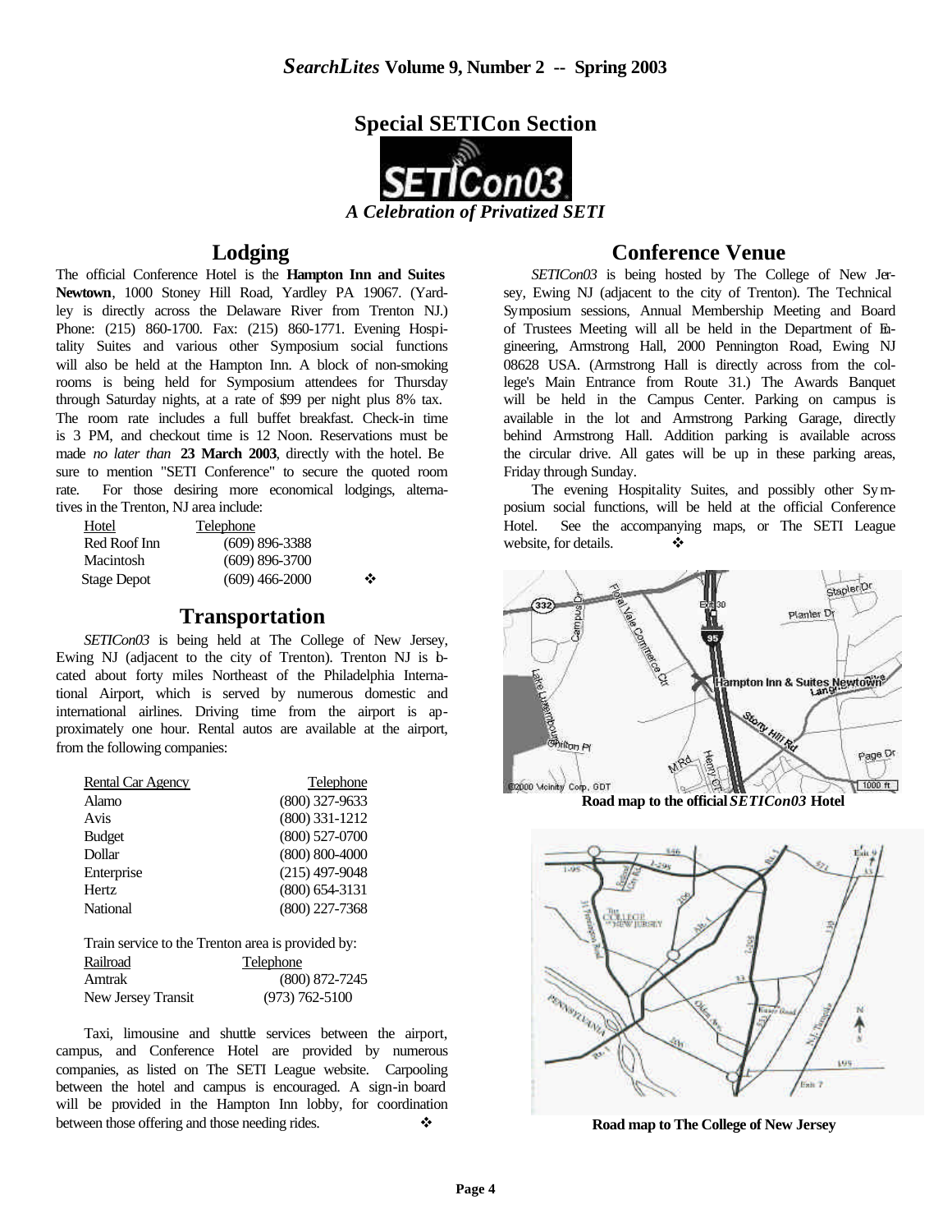## Special SETICon Section

*A Celebration of Privatized SETI*

### Lodging

The official Conference Hotel is the **Hampton Inn and Suites Newtown**, 1000 Stoney Hill Road, Yardley PA 19067. (Yardley is directly across the Delaware River from Trenton NJ.) Phone: (215) 860-1700. Fax: (215) 860-1771. Evening Hospitality Suites and various other Symposium social functions will also be held at the Hampton Inn. A block of non-smoking rooms is being held for Symposium attendees for Thursday through Saturday nights, at a rate of $99 per night plus 8% tax. The room rate includes a full buffet breakfast. Check-in time is 3 PM, and checkout time is 12 Noon. Reservations must be made *no later than* **23 March 2003**, directly with the hotel. Be sure to mention "SETI Conference" to secure the quoted room rate. For those desiring more economical lodgings, alternatives in the Trenton, NJ area include:

| Hotel | Telephone |
|---|---|
| Red Roof Inn | (609) 896-3388 |
| Macintosh | (609) 896-3700 |
| Stage Depot | (609) 466-2000 |

### Transportation

*SETICon03* is being held at The College of New Jersey, Ewing NJ (adjacent to the city of Trenton). Trenton NJ is located about forty miles Northeast of the Philadelphia International Airport, which is served by numerous domestic and international airlines. Driving time from the airport is approximately one hour. Rental autos are available at the airport, from the following companies:

| Rental Car Agency | Telephone |
|---|---|
| Alamo | (800) 327-9633 |
| Avis | (800) 331-1212 |
| Budget | (800) 527-0700 |
| Dollar | (800) 800-4000 |
| Enterprise | (215) 497-9048 |
| Hertz | (800) 654-3131 |
| National | (800) 227-7368 |

Train service to the Trenton area is provided by:

| Railroad | Telephone |
|---|---|
| Amtrak | (800) 872-7245 |
| New Jersey Transit | (973) 762-5100 |

Taxi, limousine and shuttle services between the airport, campus, and Conference Hotel are provided by numerous companies, as listed on The SETI League website. Carpooling between the hotel and campus is encouraged. A sign-in board will be provided in the Hampton Inn lobby, for coordination between those offering and those needing rides.

### Conference Venue

*SETICon03* is being hosted by The College of New Jersey, Ewing NJ (adjacent to the city of Trenton). The Technical Symposium sessions, Annual Membership Meeting and Board of Trustees Meeting will all be held in the Department of Engineering, Armstrong Hall, 2000 Pennington Road, Ewing NJ 08628 USA. (Armstrong Hall is directly across from the college's Main Entrance from Route 31.) The Awards Banquet will be held in the Campus Center. Parking on campus is available in the lot and Armstrong Parking Garage, directly behind Armstrong Hall. Addition parking is available across the circular drive. All gates will be up in these parking areas, Friday through Sunday.

The evening Hospitality Suites, and possibly other Symposium social functions, will be held at the official Conference Hotel. See the accompanying maps, or The SETI League website, for details.

**Road map to the official *SETICon03* Hotel**

**Road map to The College of New Jersey**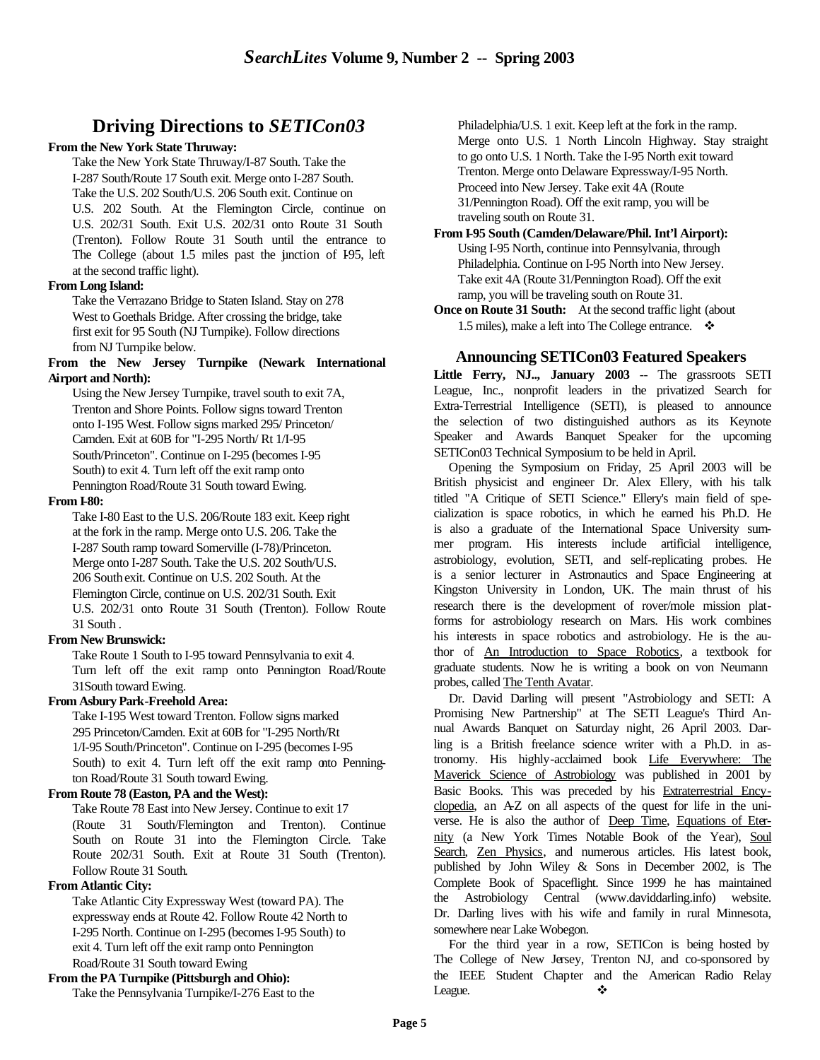## Driving Directions to *SETICon03*

**From the New York State Thruway:**

Take the New York State Thruway/I-87 South. Take the I-287 South/Route 17 South exit. Merge onto I-287 South. Take the U.S. 202 South/U.S. 206 South exit. Continue on U.S. 202 South. At the Flemington Circle, continue on U.S. 202/31 South. Exit U.S. 202/31 onto Route 31 South (Trenton). Follow Route 31 South until the entrance to The College (about 1.5 miles past the junction of I-95, left at the second traffic light).

**From Long Island:**

Take the Verrazano Bridge to Staten Island. Stay on 278 West to Goethals Bridge. After crossing the bridge, take first exit for 95 South (NJ Turnpike). Follow directions from NJ Turnpike below.

**From the New Jersey Turnpike (Newark International Airport and North):**

Using the New Jersey Turnpike, travel south to exit 7A, Trenton and Shore Points. Follow signs toward Trenton onto I-195 West. Follow signs marked 295/ Princeton/ Camden. Exit at 60B for "I-295 North/ Rt 1/I-95 South/Princeton". Continue on I-295 (becomes I-95 South) to exit 4. Turn left off the exit ramp onto Pennington Road/Route 31 South toward Ewing.

**From I-80:**

Take I-80 East to the U.S. 206/Route 183 exit. Keep right at the fork in the ramp. Merge onto U.S. 206. Take the I-287 South ramp toward Somerville (I-78)/Princeton. Merge onto I-287 South. Take the U.S. 202 South/U.S. 206 South exit. Continue on U.S. 202 South. At the Flemington Circle, continue on U.S. 202/31 South. Exit U.S. 202/31 onto Route 31 South (Trenton). Follow Route 31 South .

**From New Brunswick:**

Take Route 1 South to I-95 toward Pennsylvania to exit 4. Turn left off the exit ramp onto Pennington Road/Route 31South toward Ewing.

**From Asbury Park-Freehold Area:**

Take I-195 West toward Trenton. Follow signs marked 295 Princeton/Camden. Exit at 60B for "I-295 North/Rt 1/I-95 South/Princeton". Continue on I-295 (becomes I-95 South) to exit 4. Turn left off the exit ramp onto Pennington Road/Route 31 South toward Ewing.

**From Route 78 (Easton, PA and the West):**

Take Route 78 East into New Jersey. Continue to exit 17 (Route 31 South/Flemington and Trenton). Continue South on Route 31 into the Flemington Circle. Take Route 202/31 South. Exit at Route 31 South (Trenton). Follow Route 31 South.

**From Atlantic City:**

Take Atlantic City Expressway West (toward PA). The expressway ends at Route 42. Follow Route 42 North to I-295 North. Continue on I-295 (becomes I-95 South) to exit 4. Turn left off the exit ramp onto Pennington Road/Route 31 South toward Ewing

**From the PA Turnpike (Pittsburgh and Ohio):**

Take the Pennsylvania Turnpike/I-276 East to the Philadelphia/U.S. 1 exit. Keep left at the fork in the ramp. Merge onto U.S. 1 North Lincoln Highway. Stay straight to go onto U.S. 1 North. Take the I-95 North exit toward Trenton. Merge onto Delaware Expressway/I-95 North. Proceed into New Jersey. Take exit 4A (Route 31/Pennington Road). Off the exit ramp, you will be traveling south on Route 31.

**From I-95 South (Camden/Delaware/Phil. Int'l Airport):**

Using I-95 North, continue into Pennsylvania, through Philadelphia. Continue on I-95 North into New Jersey. Take exit 4A (Route 31/Pennington Road). Off the exit ramp, you will be traveling south on Route 31.

**Once on Route 31 South:** At the second traffic light (about 1.5 miles), make a left into The College entrance. ❖

### Announcing SETICon03 Featured Speakers

**Little Ferry, NJ.., January 2003** -- The grassroots SETI League, Inc., nonprofit leaders in the privatized Search for Extra-Terrestrial Intelligence (SETI), is pleased to announce the selection of two distinguished authors as its Keynote Speaker and Awards Banquet Speaker for the upcoming SETICon03 Technical Symposium to be held in April.

Opening the Symposium on Friday, 25 April 2003 will be British physicist and engineer Dr. Alex Ellery, with his talk titled "A Critique of SETI Science." Ellery's main field of specialization is space robotics, in which he earned his Ph.D. He is also a graduate of the International Space University summer program. His interests include artificial intelligence, astrobiology, evolution, SETI, and self-replicating probes. He is a senior lecturer in Astronautics and Space Engineering at Kingston University in London, UK. The main thrust of his research there is the development of rover/mole mission platforms for astrobiology research on Mars. His work combines his interests in space robotics and astrobiology. He is the author of An Introduction to Space Robotics, a textbook for graduate students. Now he is writing a book on von Neumann probes, called The Tenth Avatar.

Dr. David Darling will present "Astrobiology and SETI: A Promising New Partnership" at The SETI League's Third Annual Awards Banquet on Saturday night, 26 April 2003. Darling is a British freelance science writer with a Ph.D. in astronomy. His highly-acclaimed book Life Everywhere: The Maverick Science of Astrobiology was published in 2001 by Basic Books. This was preceded by his Extraterrestrial Encyclopedia, an A-Z on all aspects of the quest for life in the universe. He is also the author of Deep Time, Equations of Eternity (a New York Times Notable Book of the Year), Soul Search, Zen Physics, and numerous articles. His latest book, published by John Wiley & Sons in December 2002, is The Complete Book of Spaceflight. Since 1999 he has maintained the Astrobiology Central (www.daviddarling.info) website. Dr. Darling lives with his wife and family in rural Minnesota, somewhere near Lake Wobegon.

For the third year in a row, SETICon is being hosted by The College of New Jersey, Trenton NJ, and co-sponsored by the IEEE Student Chapter and the American Radio Relay League. ❖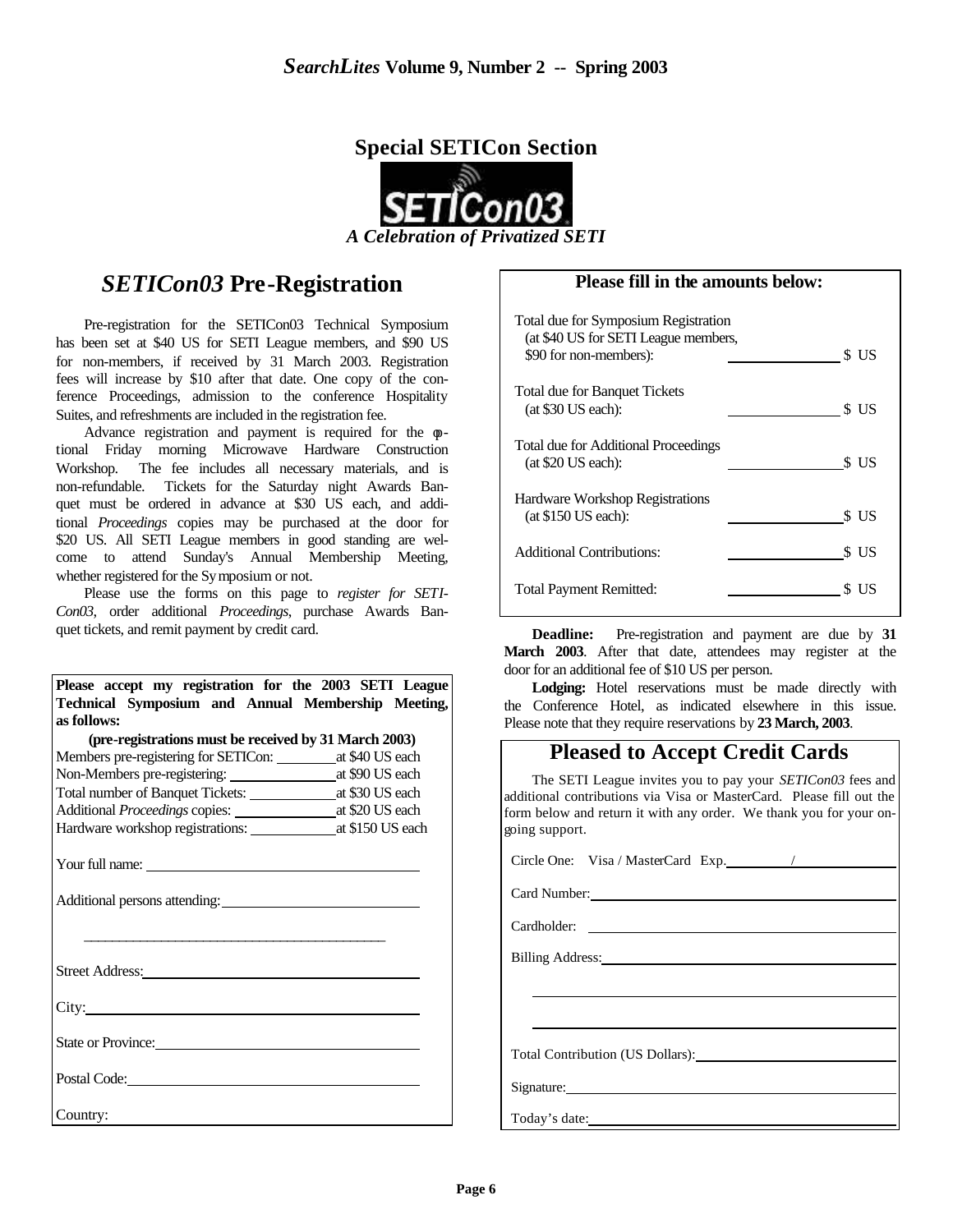## Special SETICon Section

SETICon03

*A Celebration of Privatized SETI*

# *SETICon03* Pre-Registration

Pre-registration for the SETICon03 Technical Symposium has been set at $40 US for SETI League members, and $90 US for non-members, if received by 31 March 2003. Registration fees will increase by $10 after that date. One copy of the conference Proceedings, admission to the conference Hospitality Suites, and refreshments are included in the registration fee.

Advance registration and payment is required for the optional Friday morning Microwave Hardware Construction Workshop. The fee includes all necessary materials, and is non-refundable. Tickets for the Saturday night Awards Banquet must be ordered in advance at $30 US each, and additional *Proceedings* copies may be purchased at the door for $20 US. All SETI League members in good standing are welcome to attend Sunday's Annual Membership Meeting, whether registered for the Symposium or not.

Please use the forms on this page to *register for SETICon03*, order additional *Proceedings*, purchase Awards Banquet tickets, and remit payment by credit card.

**Please accept my registration for the 2003 SETI League Technical Symposium and Annual Membership Meeting, as follows:**

**(pre-registrations must be received by 31 March 2003)**

Members pre-registering for SETICon: ________ at $40 US each
Non-Members pre-registering: ______________ at $90 US each
Total number of Banquet Tickets: ___________ at $30 US each
Additional *Proceedings* copies: _____________ at $20 US each
Hardware workshop registrations: ___________ at $150 US each

Your full name: ______________________________________

Additional persons attending: __________________________

______________________________________________

Street Address: _______________________________________

City: _______________________________________________

State or Province: _____________________________________

Postal Code: __________________________________________

Country: ____________________________________________

### Please fill in the amounts below:

Total due for Symposium Registration (at $40 US for SETI League members, $90 for non-members): ______________ $ US

Total due for Banquet Tickets (at $30 US each): ______________ $ US

Total due for Additional Proceedings (at $20 US each): ______________ $ US

Hardware Workshop Registrations (at $150 US each): ______________ $ US

Additional Contributions: ______________ $ US

Total Payment Remitted: ______________ $ US

**Deadline:** Pre-registration and payment are due by **31 March 2003**. After that date, attendees may register at the door for an additional fee of $10 US per person.

**Lodging:** Hotel reservations must be made directly with the Conference Hotel, as indicated elsewhere in this issue. Please note that they require reservations by **23 March, 2003**.

## Pleased to Accept Credit Cards

The SETI League invites you to pay your *SETICon03* fees and additional contributions via Visa or MasterCard. Please fill out the form below and return it with any order. We thank you for your ongoing support.

Circle One: Visa / MasterCard Exp. ________ / ____________

Card Number: _________________________________________

Cardholder: __________________________________________

Billing Address: _______________________________________

______________________________________________

______________________________________________

Total Contribution (US Dollars): _________________________

Signature: ____________________________________________

Today's date: __________________________________________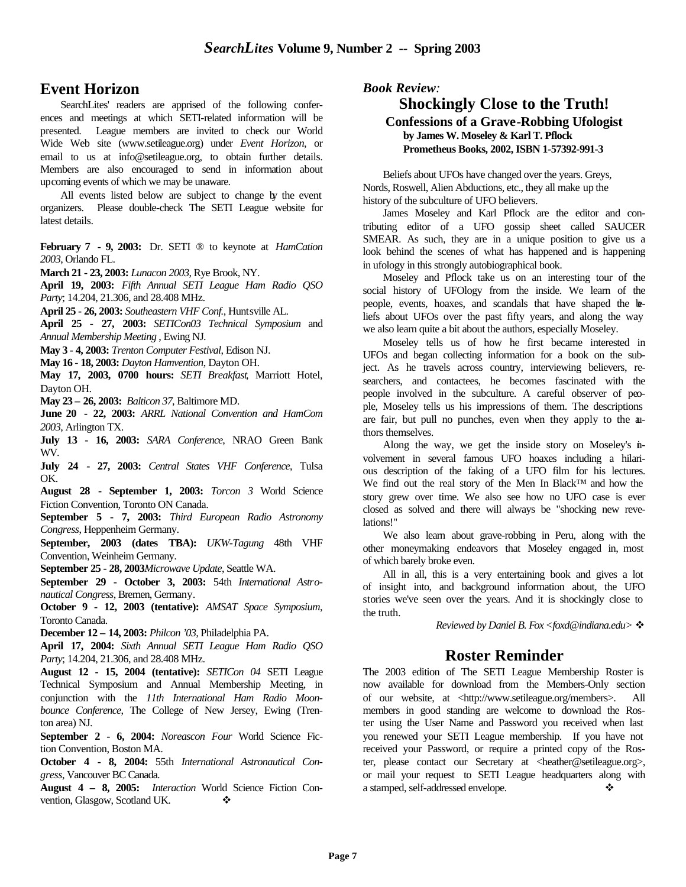## Event Horizon

SearchLites' readers are apprised of the following conferences and meetings at which SETI-related information will be presented. League members are invited to check our World Wide Web site (www.setileague.org) under *Event Horizon*, or email to us at info@setileague.org, to obtain further details. Members are also encouraged to send in information about upcoming events of which we may be unaware.

All events listed below are subject to change by the event organizers. Please double-check The SETI League website for latest details.

**February 7 - 9, 2003:** Dr. SETI ® to keynote at *HamCation 2003*, Orlando FL.

**March 21 - 23, 2003:** *Lunacon 2003*, Rye Brook, NY.

**April 19, 2003:** *Fifth Annual SETI League Ham Radio QSO Party*; 14.204, 21.306, and 28.408 MHz.

**April 25 - 26, 2003:** *Southeastern VHF Conf.*, Huntsville AL.

**April 25 - 27, 2003:** *SETICon03 Technical Symposium* and *Annual Membership Meeting* , Ewing NJ.

**May 3 - 4, 2003:** *Trenton Computer Festival*, Edison NJ.

**May 16 - 18, 2003:** *Dayton Hamvention*, Dayton OH.

**May 17, 2003, 0700 hours:** *SETI Breakfast*, Marriott Hotel, Dayton OH.

**May 23 – 26, 2003:** *Balticon 37*, Baltimore MD.

**June 20 - 22, 2003:** *ARRL National Convention and HamCom 2003*, Arlington TX.

**July 13 - 16, 2003:** *SARA Conference*, NRAO Green Bank WV.

**July 24 - 27, 2003:** *Central States VHF Conference*, Tulsa OK.

**August 28 - September 1, 2003:** *Torcon 3* World Science Fiction Convention, Toronto ON Canada.

**September 5 - 7, 2003:** *Third European Radio Astronomy Congress*, Heppenheim Germany.

**September, 2003 (dates TBA):** *UKW-Tagung* 48th VHF Convention, Weinheim Germany.

**September 25 - 28, 2003** *Microwave Update*, Seattle WA.

**September 29 - October 3, 2003:** 54th *International Astronautical Congress*, Bremen, Germany.

**October 9 - 12, 2003 (tentative):** *AMSAT Space Symposium*, Toronto Canada.

**December 12 – 14, 2003:** *Philcon '03*, Philadelphia PA.

**April 17, 2004:** *Sixth Annual SETI League Ham Radio QSO Party*; 14.204, 21.306, and 28.408 MHz.

**August 12 - 15, 2004 (tentative):** *SETICon 04* SETI League Technical Symposium and Annual Membership Meeting, in conjunction with the *11th International Ham Radio Moonbounce Conference*, The College of New Jersey, Ewing (Trenton area) NJ.

**September 2 - 6, 2004:** *Noreascon Four* World Science Fiction Convention, Boston MA.

**October 4 - 8, 2004:** 55th *International Astronautical Congress*, Vancouver BC Canada.

**August 4 – 8, 2005:** *Interaction* World Science Fiction Convention, Glasgow, Scotland UK. ❖

*Book Review:*

## Shockingly Close to the Truth!

**Confessions of a Grave-Robbing Ufologist**

**by James W. Moseley & Karl T. Pflock**

**Prometheus Books, 2002, ISBN 1-57392-991-3**

Beliefs about UFOs have changed over the years. Greys, Nords, Roswell, Alien Abductions, etc., they all make up the history of the subculture of UFO believers.

James Moseley and Karl Pflock are the editor and contributing editor of a UFO gossip sheet called SAUCER SMEAR. As such, they are in a unique position to give us a look behind the scenes of what has happened and is happening in ufology in this strongly autobiographical book.

Moseley and Pflock take us on an interesting tour of the social history of UFOlogy from the inside. We learn of the people, events, hoaxes, and scandals that have shaped the beliefs about UFOs over the past fifty years, and along the way we also learn quite a bit about the authors, especially Moseley.

Moseley tells us of how he first became interested in UFOs and began collecting information for a book on the subject. As he travels across country, interviewing believers, researchers, and contactees, he becomes fascinated with the people involved in the subculture. A careful observer of people, Moseley tells us his impressions of them. The descriptions are fair, but pull no punches, even when they apply to the authors themselves.

Along the way, we get the inside story on Moseley's involvement in several famous UFO hoaxes including a hilarious description of the faking of a UFO film for his lectures. We find out the real story of the Men In Black™ and how the story grew over time. We also see how no UFO case is ever closed as solved and there will always be "shocking new revelations!"

We also learn about grave-robbing in Peru, along with the other moneymaking endeavors that Moseley engaged in, most of which barely broke even.

All in all, this is a very entertaining book and gives a lot of insight into, and background information about, the UFO stories we've seen over the years. And it is shockingly close to the truth.

*Reviewed by Daniel B. Fox <foxd@indiana.edu>* ❖

## Roster Reminder

The 2003 edition of The SETI League Membership Roster is now available for download from the Members-Only section of our website, at <http://www.setileague.org/members>. All members in good standing are welcome to download the Roster using the User Name and Password you received when last you renewed your SETI League membership. If you have not received your Password, or require a printed copy of the Roster, please contact our Secretary at <heather@setileague.org>, or mail your request to SETI League headquarters along with a stamped, self-addressed envelope. ❖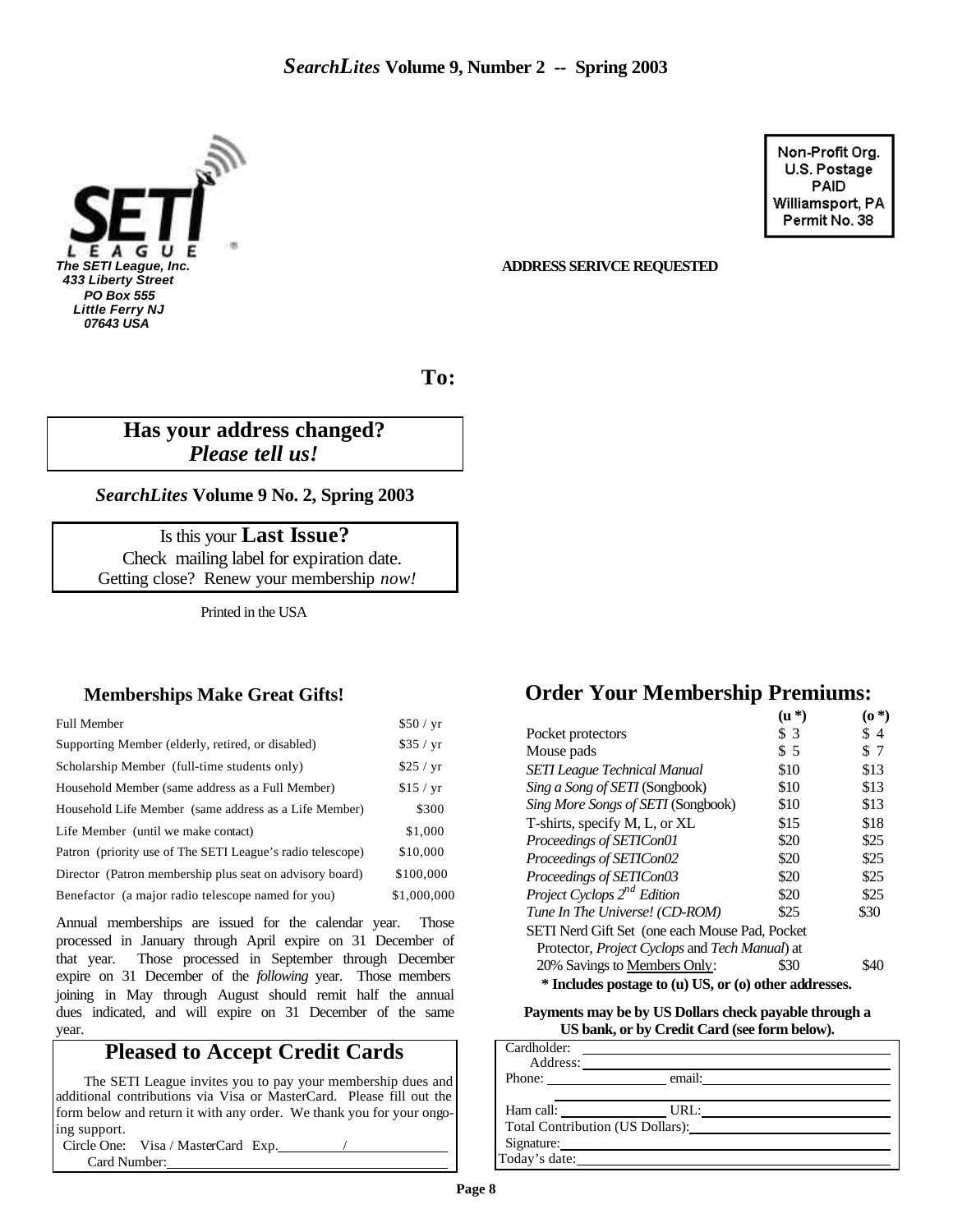*The SETI League, Inc.*
*433 Liberty Street*
*PO Box 555*
*Little Ferry NJ*
*07643 USA*

Non-Profit Org.
U.S. Postage
PAID
Williamsport, PA
Permit No. 38

**ADDRESS SERIVCE REQUESTED**

**To:**

**Has your address changed?**
***Please tell us!***

***SearchLites* Volume 9 No. 2, Spring 2003**

Is this your **Last Issue?**
Check mailing label for expiration date.
Getting close? Renew your membership *now!*

Printed in the USA

### Memberships Make Great Gifts!

| | |
|---|---|
| Full Member | $50 / yr |
| Supporting Member (elderly, retired, or disabled) | $35 / yr |
| Scholarship Member (full-time students only) | $25 / yr |
| Household Member (same address as a Full Member) | $15 / yr |
| Household Life Member (same address as a Life Member) | $300 |
| Life Member (until we make contact) | $1,000 |
| Patron (priority use of The SETI League's radio telescope) | $10,000 |
| Director (Patron membership plus seat on advisory board) | $100,000 |
| Benefactor (a major radio telescope named for you) | $1,000,000 |

Annual memberships are issued for the calendar year. Those processed in January through April expire on 31 December of that year. Those processed in September through December expire on 31 December of the *following* year. Those members joining in May through August should remit half the annual dues indicated, and will expire on 31 December of the same year.

### Pleased to Accept Credit Cards

The SETI League invites you to pay your membership dues and additional contributions via Visa or MasterCard. Please fill out the form below and return it with any order. We thank you for your ongoing support.

Circle One: Visa / MasterCard Exp. ________ / ________

Card Number: ______________________________

## Order Your Membership Premiums:

| | (u *) | (o *) |
|---|---|---|
| Pocket protectors | $ 3 | $ 4 |
| Mouse pads | $ 5 | $ 7 |
| *SETI League Technical Manual* | $10 | $13 |
| *Sing a Song of SETI* (Songbook) | $10 | $13 |
| *Sing More Songs of SETI* (Songbook) | $10 | $13 |
| T-shirts, specify M, L, or XL | $15 | $18 |
| *Proceedings of SETICon01* | $20 | $25 |
| *Proceedings of SETICon02* | $20 | $25 |
| *Proceedings of SETICon03* | $20 | $25 |
| *Project Cyclops 2nd Edition* | $20 | $25 |
| *Tune In The Universe! (CD-ROM)* | $25 | $30 |
| SETI Nerd Gift Set (one each Mouse Pad, Pocket Protector, *Project Cyclops* and *Tech Manual*) at 20% Savings to Members Only: | $30 | $40 |

**\* Includes postage to (u) US, or (o) other addresses.**

**Payments may be by US Dollars check payable through a US bank, or by Credit Card (see form below).**

Cardholder: ______________________________
Address: ______________________________
Phone: ____________ email: ____________
______________________________
Ham call: ____________ URL: ____________
Total Contribution (US Dollars): ____________
Signature: ______________________________
Today's date: ______________________________